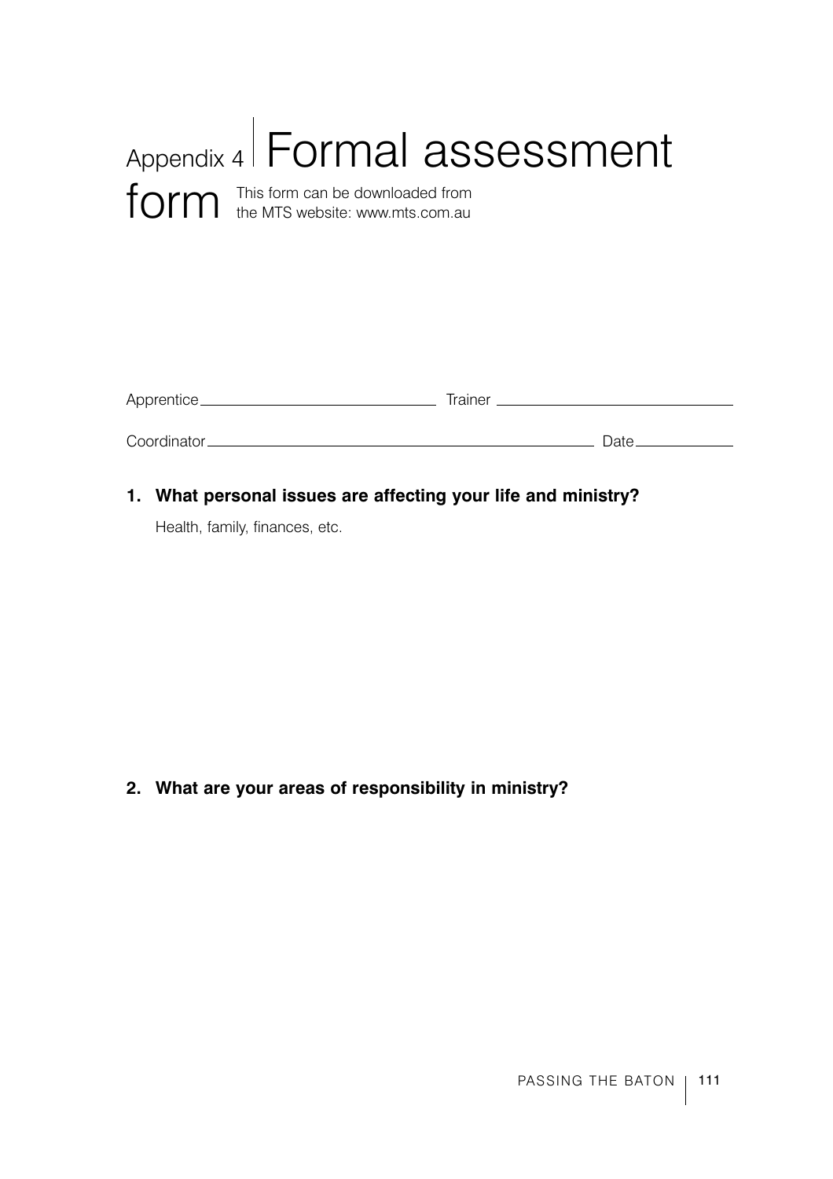# Appendix 4 Formal assessment form

This form can be downloaded from the MTS website: www.mts.com.au

Apprentice\_\_\_\_\_\_\_\_\_\_\_\_\_\_\_\_\_\_\_\_\_\_\_\_\_\_\_\_ Trainer \_\_\_\_\_\_\_\_\_\_\_\_\_\_\_\_\_\_\_\_\_\_\_\_\_\_\_\_

Coordinator\_\_\_\_\_\_\_\_\_\_\_\_\_\_\_\_\_\_\_\_\_\_\_\_\_\_\_\_\_\_\_\_\_\_\_\_\_\_\_\_\_\_\_\_\_\_\_\_ Date\_\_\_\_\_\_\_\_\_\_\_\_

**1. What personal issues are affecting your life and ministry?**

Health, family, finances, etc.

**2. What are your areas of responsibility in ministry?**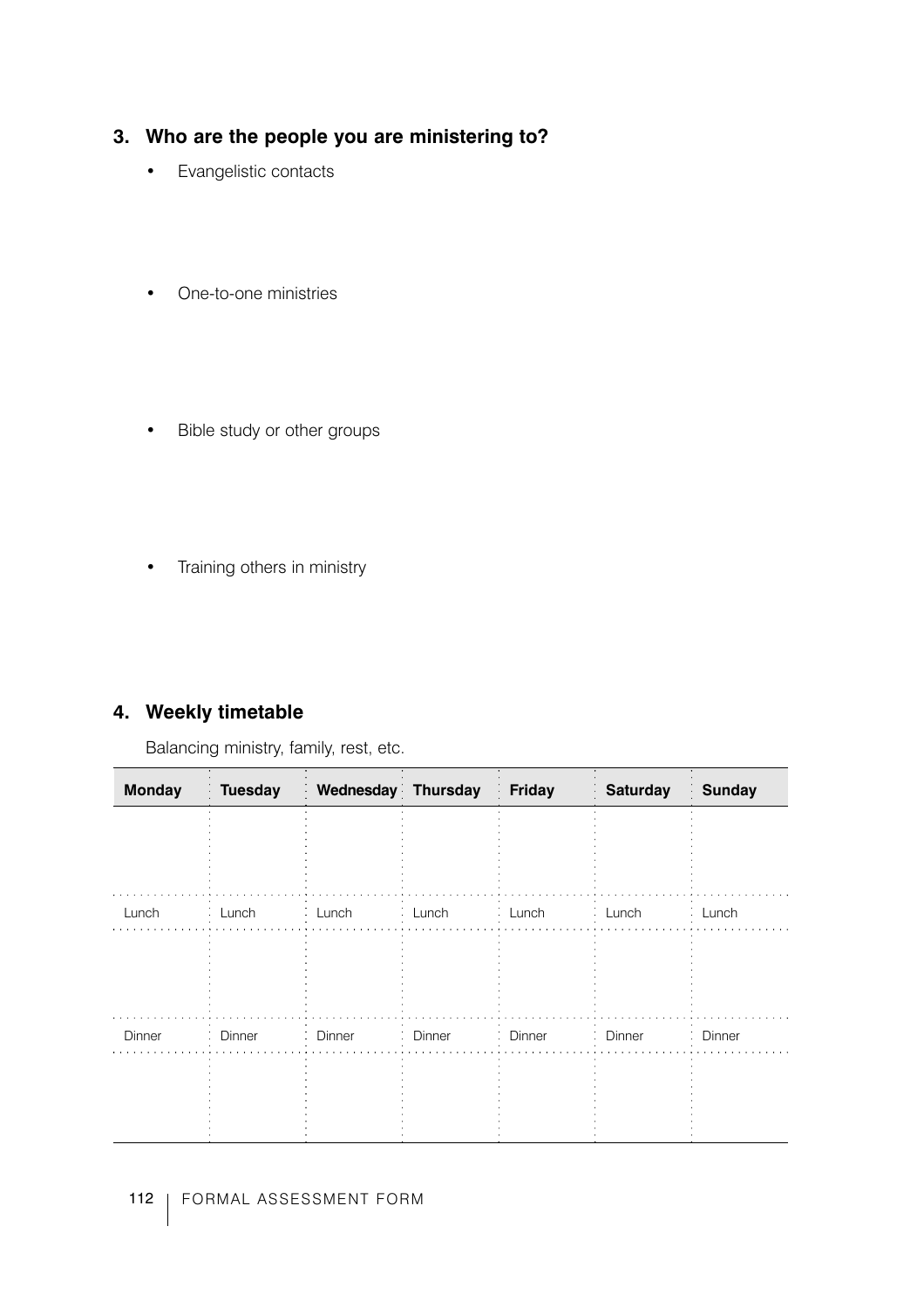## 3. Who are the people you are ministering to?

- Evangelistic contacts

- One-to-one ministries

- Bible study or other groups

- Training others in ministry

## 4. Weekly timetable

Balancing ministry, family, rest, etc.

| Monday | Tuesday | Wednesday | Thursday | Friday | Saturday | Sunday |
|---|---|---|---|---|---|---|
| | | | | | | |
| Lunch | Lunch | Lunch | Lunch | Lunch | Lunch | Lunch |
| | | | | | | |
| Dinner | Dinner | Dinner | Dinner | Dinner | Dinner | Dinner |
| | | | | | | |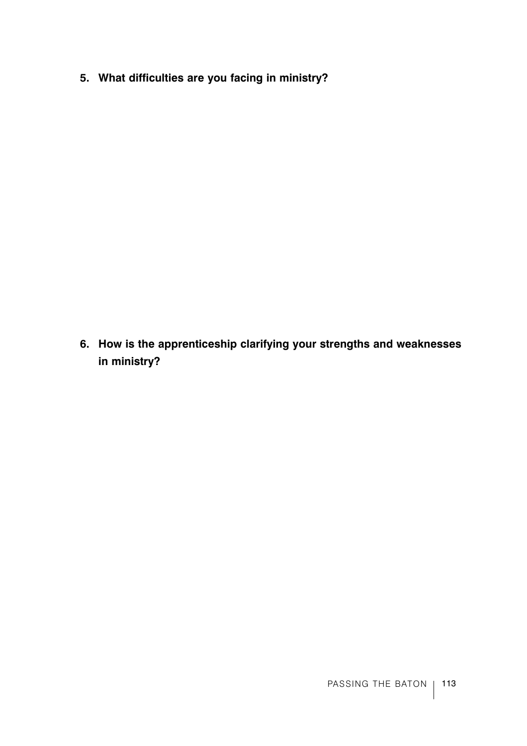**5. What difficulties are you facing in ministry?**

**6. How is the apprenticeship clarifying your strengths and weaknesses in ministry?**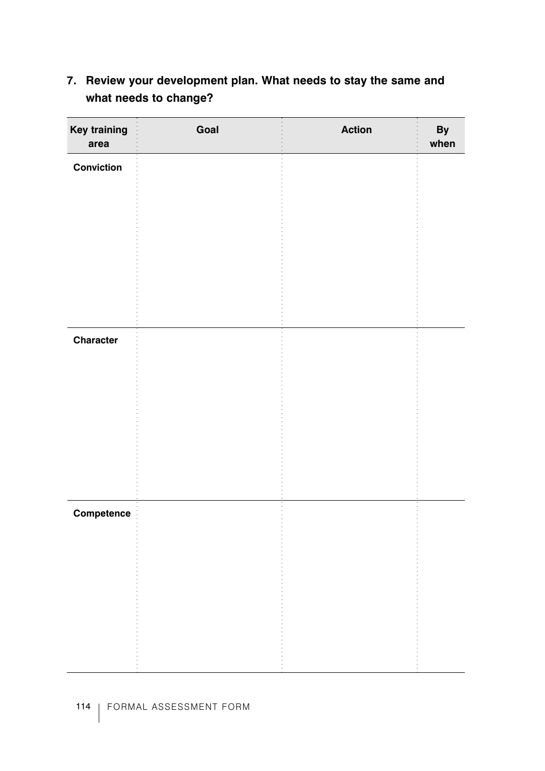**7. Review your development plan. What needs to stay the same and what needs to change?**

| Key training area | Goal | Action | By when |
| --- | --- | --- | --- |
| **Conviction** | | | |
| **Character** | | | |
| **Competence** | | | |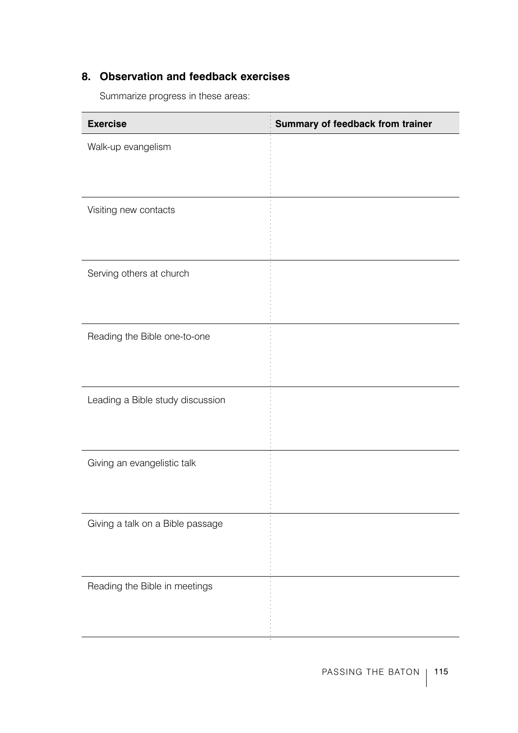## 8. Observation and feedback exercises

Summarize progress in these areas:

| Exercise | Summary of feedback from trainer |
|---|---|
| Walk-up evangelism | |
| Visiting new contacts | |
| Serving others at church | |
| Reading the Bible one-to-one | |
| Leading a Bible study discussion | |
| Giving an evangelistic talk | |
| Giving a talk on a Bible passage | |
| Reading the Bible in meetings | |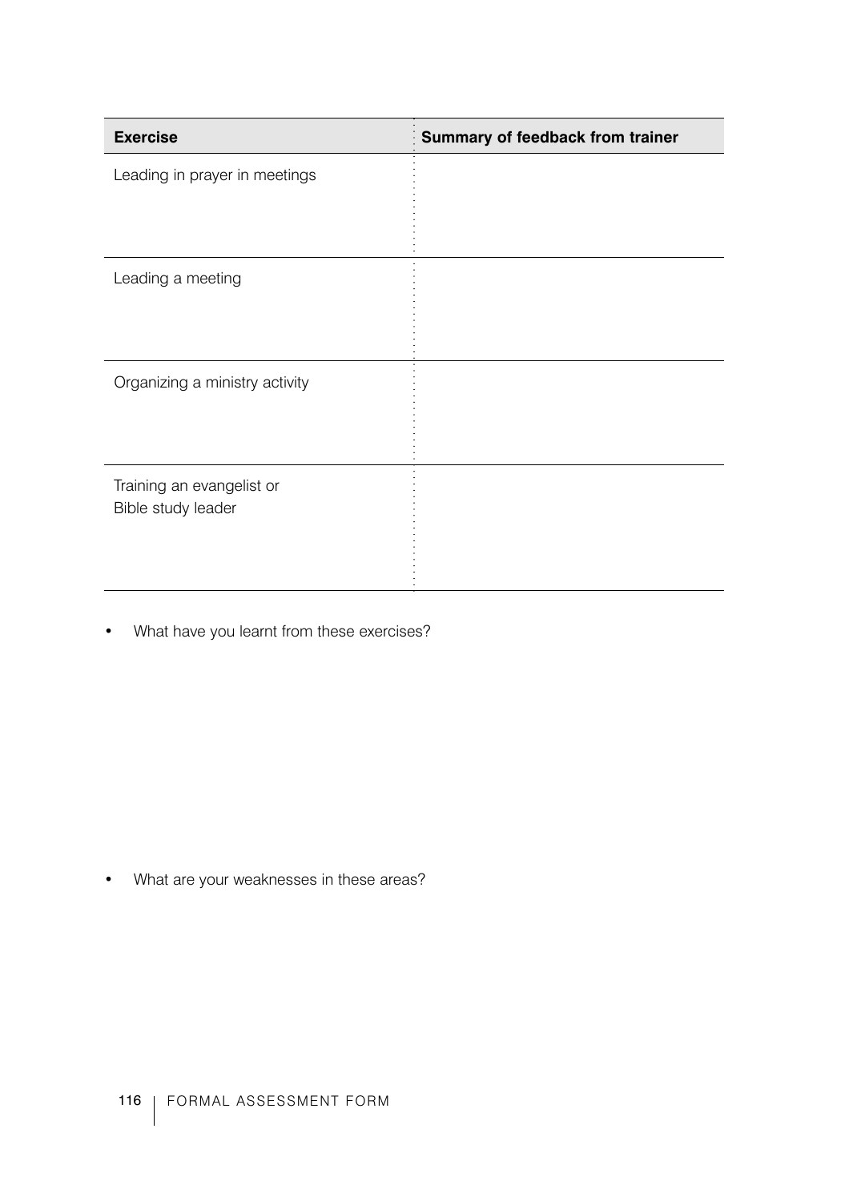| Exercise | Summary of feedback from trainer |
|---|---|
| Leading in prayer in meetings | |
| Leading a meeting | |
| Organizing a ministry activity | |
| Training an evangelist or Bible study leader | |

- What have you learnt from these exercises?

- What are your weaknesses in these areas?